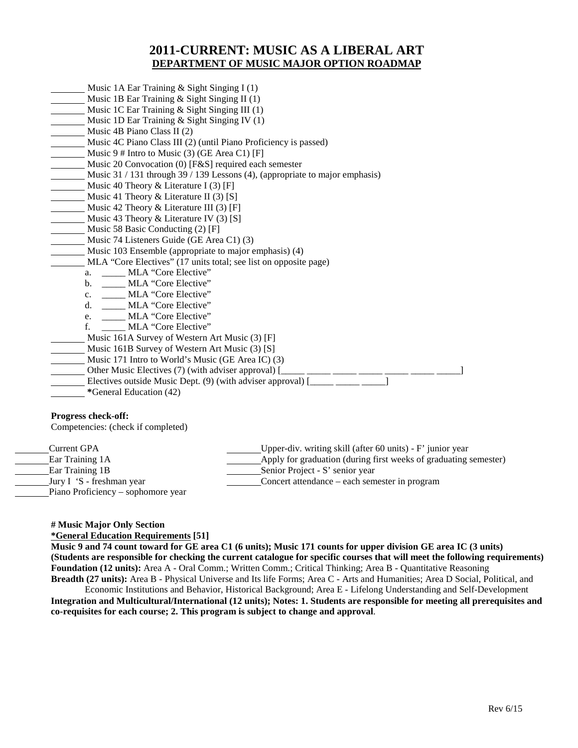# 2011-CURRENT: MUSIC AS A LIBERAL ART

## DEPARTMENT OF MUSIC MAJOR OPTION ROADMAP

- _______ Music 1A Ear Training & Sight Singing I (1)
- _______ Music 1B Ear Training & Sight Singing II (1)
- _______ Music 1C Ear Training & Sight Singing III (1)
- _______ Music 1D Ear Training & Sight Singing IV (1)
- _______ Music 4B Piano Class II (2)
- _______ Music 4C Piano Class III (2) (until Piano Proficiency is passed)
- _______ Music 9 # Intro to Music (3) (GE Area C1) [F]
- _______ Music 20 Convocation (0) [F&S] required each semester
- _______ Music 31 / 131 through 39 / 139 Lessons (4), (appropriate to major emphasis)
- _______ Music 40 Theory & Literature I (3) [F]
- _______ Music 41 Theory & Literature II (3) [S]
- _______ Music 42 Theory & Literature III (3) [F]
- _______ Music 43 Theory & Literature IV (3) [S]
- _______ Music 58 Basic Conducting (2) [F]
- _______ Music 74 Listeners Guide (GE Area C1) (3)
- _______ Music 103 Ensemble (appropriate to major emphasis) (4)
- _______ MLA "Core Electives" (17 units total; see list on opposite page)
  - a. _____ MLA "Core Elective"
  - b. _____ MLA "Core Elective"
  - c. _____ MLA "Core Elective"
  - d. _____ MLA "Core Elective"
  - e. _____ MLA "Core Elective"
  - f. _____ MLA "Core Elective"
- _______ Music 161A Survey of Western Art Music (3) [F]
- _______ Music 161B Survey of Western Art Music (3) [S]
- _______ Music 171 Intro to World's Music (GE Area IC) (3)
- _______ Other Music Electives (7) (with adviser approval) [_____ _____ _____ _____ _____ _____ _____]
- _______ Electives outside Music Dept. (9) (with adviser approval) [_____ _____ _____]
- _______ ***General Education (42)**

**Progress check-off:**

Competencies: (check if completed)

- _______ Current GPA
- _______ Ear Training 1A
- _______ Ear Training 1B
- _______ Jury I 'S - freshman year
- _______ Piano Proficiency – sophomore year
- _______ Upper-div. writing skill (after 60 units) - F' junior year
- _______ Apply for graduation (during first weeks of graduating semester)
- _______ Senior Project - S' senior year
- _______ Concert attendance – each semester in program

**# Music Major Only Section**

**\*General Education Requirements [51]**

**Music 9 and 74 count toward for GE area C1 (6 units); Music 171 counts for upper division GE area IC (3 units)**
**(Students are responsible for checking the current catalogue for specific courses that will meet the following requirements)**

**Foundation (12 units):** Area A - Oral Comm.; Written Comm.; Critical Thinking; Area B - Quantitative Reasoning

**Breadth (27 units):** Area B - Physical Universe and Its life Forms; Area C - Arts and Humanities; Area D Social, Political, and Economic Institutions and Behavior, Historical Background; Area E - Lifelong Understanding and Self-Development

**Integration and Multicultural/International (12 units); Notes: 1. Students are responsible for meeting all prerequisites and co-requisites for each course; 2. This program is subject to change and approval**.

Rev 6/15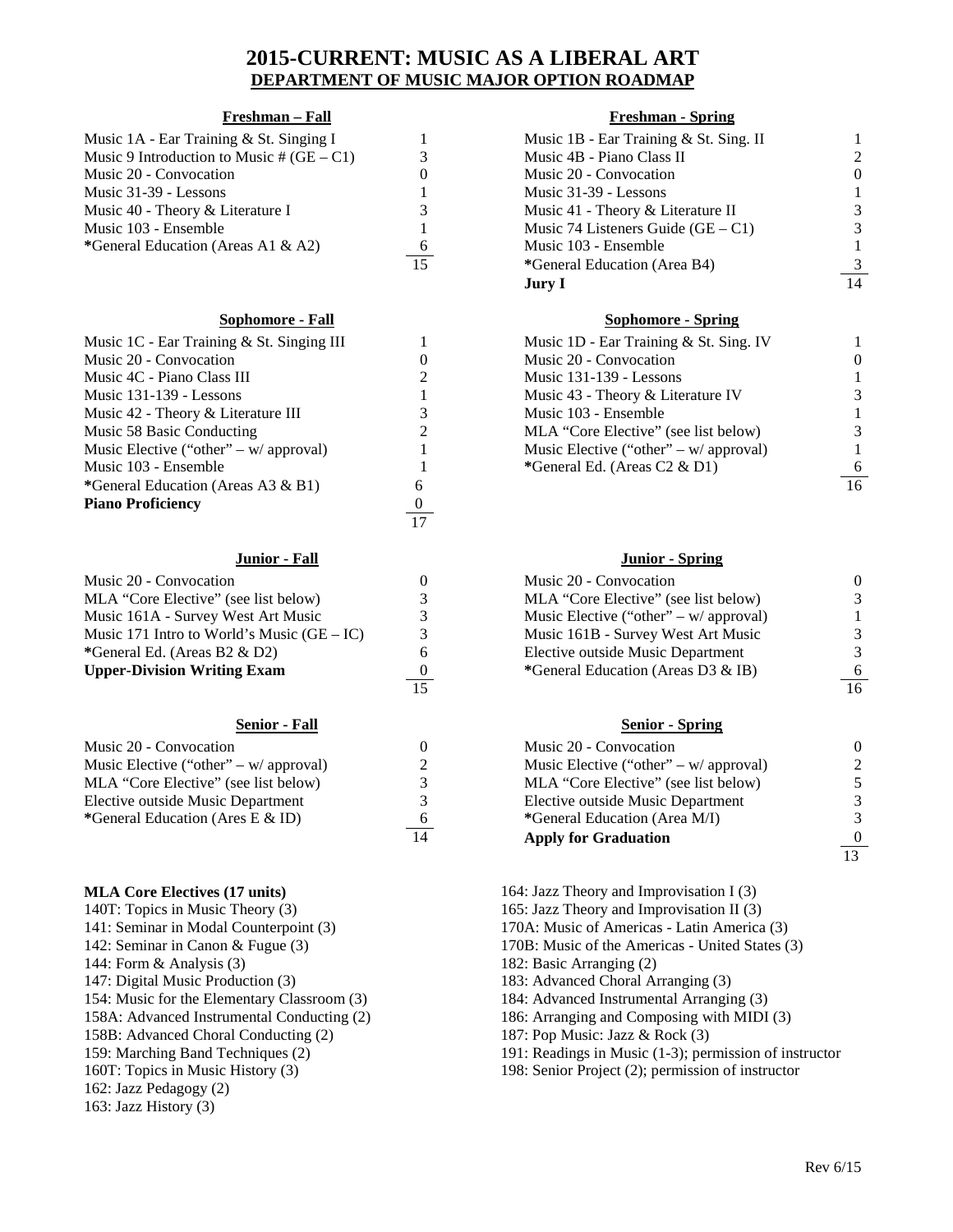# 2015-CURRENT: MUSIC AS A LIBERAL ART

## DEPARTMENT OF MUSIC MAJOR OPTION ROADMAP

### Freshman – Fall

| | |
|---|---|
| Music 1A - Ear Training & St. Singing I | 1 |
| Music 9 Introduction to Music # (GE – C1) | 3 |
| Music 20 - Convocation | 0 |
| Music 31-39 - Lessons | 1 |
| Music 40 - Theory & Literature I | 3 |
| Music 103 - Ensemble | 1 |
| ***General Education (Areas A1 & A2)** | 6 |
| | 15 |

### Freshman - Spring

| | |
|---|---|
| Music 1B - Ear Training & St. Sing. II | 1 |
| Music 4B - Piano Class II | 2 |
| Music 20 - Convocation | 0 |
| Music 31-39 - Lessons | 1 |
| Music 41 - Theory & Literature II | 3 |
| Music 74 Listeners Guide (GE – C1) | 3 |
| Music 103 - Ensemble | 1 |
| ***General Education (Area B4)** | 3 |
| **Jury I** | 14 |

### Sophomore - Fall

| | |
|---|---|
| Music 1C - Ear Training & St. Singing III | 1 |
| Music 20 - Convocation | 0 |
| Music 4C - Piano Class III | 2 |
| Music 131-139 - Lessons | 1 |
| Music 42 - Theory & Literature III | 3 |
| Music 58 Basic Conducting | 2 |
| Music Elective ("other" – w/ approval) | 1 |
| Music 103 - Ensemble | 1 |
| ***General Education (Areas A3 & B1)** | 6 |
| **Piano Proficiency** | 0 |
| | 17 |

### Sophomore - Spring

| | |
|---|---|
| Music 1D - Ear Training & St. Sing. IV | 1 |
| Music 20 - Convocation | 0 |
| Music 131-139 - Lessons | 1 |
| Music 43 - Theory & Literature IV | 3 |
| Music 103 - Ensemble | 1 |
| MLA "Core Elective" (see list below) | 3 |
| Music Elective ("other" – w/ approval) | 1 |
| ***General Ed. (Areas C2 & D1)** | 6 |
| | 16 |

### Junior - Fall

| | |
|---|---|
| Music 20 - Convocation | 0 |
| MLA "Core Elective" (see list below) | 3 |
| Music 161A - Survey West Art Music | 3 |
| Music 171 Intro to World's Music (GE – IC) | 3 |
| ***General Ed. (Areas B2 & D2)** | 6 |
| **Upper-Division Writing Exam** | 0 |
| | 15 |

### Junior - Spring

| | |
|---|---|
| Music 20 - Convocation | 0 |
| MLA "Core Elective" (see list below) | 3 |
| Music Elective ("other" – w/ approval) | 1 |
| Music 161B - Survey West Art Music | 3 |
| Elective outside Music Department | 3 |
| ***General Education (Areas D3 & IB)** | 6 |
| | 16 |

### Senior - Fall

| | |
|---|---|
| Music 20 - Convocation | 0 |
| Music Elective ("other" – w/ approval) | 2 |
| MLA "Core Elective" (see list below) | 3 |
| Elective outside Music Department | 3 |
| ***General Education (Ares E & ID)** | 6 |
| | 14 |

### Senior - Spring

| | |
|---|---|
| Music 20 - Convocation | 0 |
| Music Elective ("other" – w/ approval) | 2 |
| MLA "Core Elective" (see list below) | 5 |
| Elective outside Music Department | 3 |
| ***General Education (Area M/I)** | 3 |
| **Apply for Graduation** | 0 |
| | 13 |

**MLA Core Electives (17 units)**

140T: Topics in Music Theory (3)
141: Seminar in Modal Counterpoint (3)
142: Seminar in Canon & Fugue (3)
144: Form & Analysis (3)
147: Digital Music Production (3)
154: Music for the Elementary Classroom (3)
158A: Advanced Instrumental Conducting (2)
158B: Advanced Choral Conducting (2)
159: Marching Band Techniques (2)
160T: Topics in Music History (3)
162: Jazz Pedagogy (2)
163: Jazz History (3)
164: Jazz Theory and Improvisation I (3)
165: Jazz Theory and Improvisation II (3)
170A: Music of Americas - Latin America (3)
170B: Music of the Americas - United States (3)
182: Basic Arranging (2)
183: Advanced Choral Arranging (3)
184: Advanced Instrumental Arranging (3)
186: Arranging and Composing with MIDI (3)
187: Pop Music: Jazz & Rock (3)
191: Readings in Music (1-3); permission of instructor
198: Senior Project (2); permission of instructor

Rev 6/15